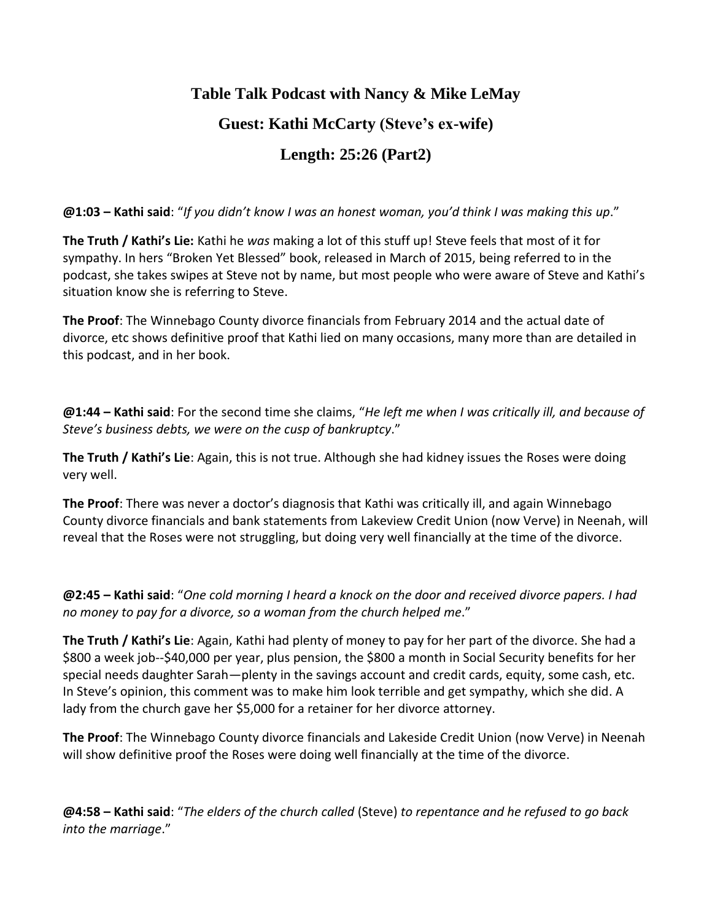# Table Talk Podcast with Nancy & Mike LeMay

## Guest: Kathi McCarty (Steve's ex-wife)

## Length: 25:26 (Part2)

**@1:03 – Kathi said**: "*If you didn't know I was an honest woman, you'd think I was making this up*."

**The Truth / Kathi's Lie:** Kathi he *was* making a lot of this stuff up! Steve feels that most of it for sympathy. In hers "Broken Yet Blessed" book, released in March of 2015, being referred to in the podcast, she takes swipes at Steve not by name, but most people who were aware of Steve and Kathi's situation know she is referring to Steve.

**The Proof**: The Winnebago County divorce financials from February 2014 and the actual date of divorce, etc shows definitive proof that Kathi lied on many occasions, many more than are detailed in this podcast, and in her book.

**@1:44 – Kathi said**: For the second time she claims, "*He left me when I was critically ill, and because of Steve's business debts, we were on the cusp of bankruptcy*."

**The Truth / Kathi's Lie**: Again, this is not true. Although she had kidney issues the Roses were doing very well.

**The Proof**: There was never a doctor's diagnosis that Kathi was critically ill, and again Winnebago County divorce financials and bank statements from Lakeview Credit Union (now Verve) in Neenah, will reveal that the Roses were not struggling, but doing very well financially at the time of the divorce.

**@2:45 – Kathi said**: "*One cold morning I heard a knock on the door and received divorce papers. I had no money to pay for a divorce, so a woman from the church helped me*."

**The Truth / Kathi's Lie**: Again, Kathi had plenty of money to pay for her part of the divorce. She had a $800 a week job--$40,000 per year, plus pension, the $800 a month in Social Security benefits for her special needs daughter Sarah—plenty in the savings account and credit cards, equity, some cash, etc. In Steve's opinion, this comment was to make him look terrible and get sympathy, which she did. A lady from the church gave her $5,000 for a retainer for her divorce attorney.

**The Proof**: The Winnebago County divorce financials and Lakeside Credit Union (now Verve) in Neenah will show definitive proof the Roses were doing well financially at the time of the divorce.

**@4:58 – Kathi said**: "*The elders of the church called* (Steve) *to repentance and he refused to go back into the marriage*."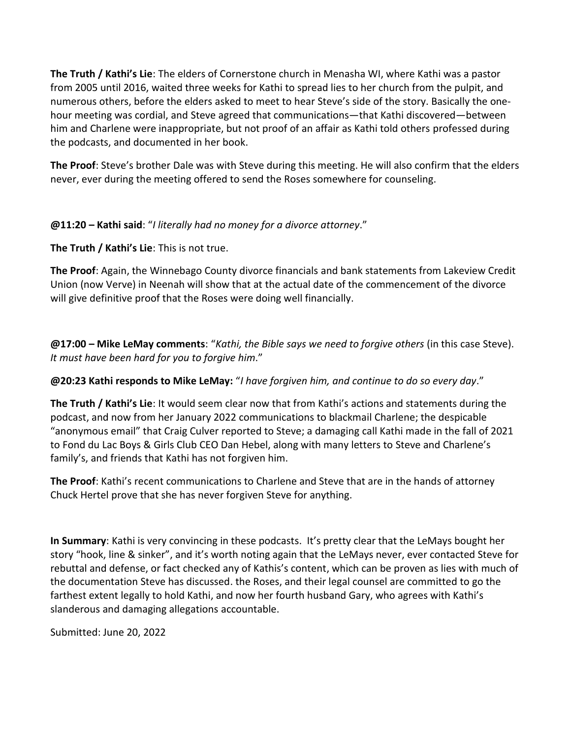**The Truth / Kathi's Lie**: The elders of Cornerstone church in Menasha WI, where Kathi was a pastor from 2005 until 2016, waited three weeks for Kathi to spread lies to her church from the pulpit, and numerous others, before the elders asked to meet to hear Steve's side of the story. Basically the one-hour meeting was cordial, and Steve agreed that communications—that Kathi discovered—between him and Charlene were inappropriate, but not proof of an affair as Kathi told others professed during the podcasts, and documented in her book.

**The Proof**: Steve's brother Dale was with Steve during this meeting. He will also confirm that the elders never, ever during the meeting offered to send the Roses somewhere for counseling.

**@11:20 – Kathi said**: "*I literally had no money for a divorce attorney*."

**The Truth / Kathi's Lie**: This is not true.

**The Proof**: Again, the Winnebago County divorce financials and bank statements from Lakeview Credit Union (now Verve) in Neenah will show that at the actual date of the commencement of the divorce will give definitive proof that the Roses were doing well financially.

**@17:00 – Mike LeMay comments**: "*Kathi, the Bible says we need to forgive others* (in this case Steve). *It must have been hard for you to forgive him*."

**@20:23 Kathi responds to Mike LeMay:** "*I have forgiven him, and continue to do so every day*."

**The Truth / Kathi's Lie**: It would seem clear now that from Kathi's actions and statements during the podcast, and now from her January 2022 communications to blackmail Charlene; the despicable "anonymous email" that Craig Culver reported to Steve; a damaging call Kathi made in the fall of 2021 to Fond du Lac Boys & Girls Club CEO Dan Hebel, along with many letters to Steve and Charlene's family's, and friends that Kathi has not forgiven him.

**The Proof**: Kathi's recent communications to Charlene and Steve that are in the hands of attorney Chuck Hertel prove that she has never forgiven Steve for anything.

**In Summary**: Kathi is very convincing in these podcasts. It's pretty clear that the LeMays bought her story "hook, line & sinker", and it's worth noting again that the LeMays never, ever contacted Steve for rebuttal and defense, or fact checked any of Kathis's content, which can be proven as lies with much of the documentation Steve has discussed. the Roses, and their legal counsel are committed to go the farthest extent legally to hold Kathi, and now her fourth husband Gary, who agrees with Kathi's slanderous and damaging allegations accountable.

Submitted: June 20, 2022